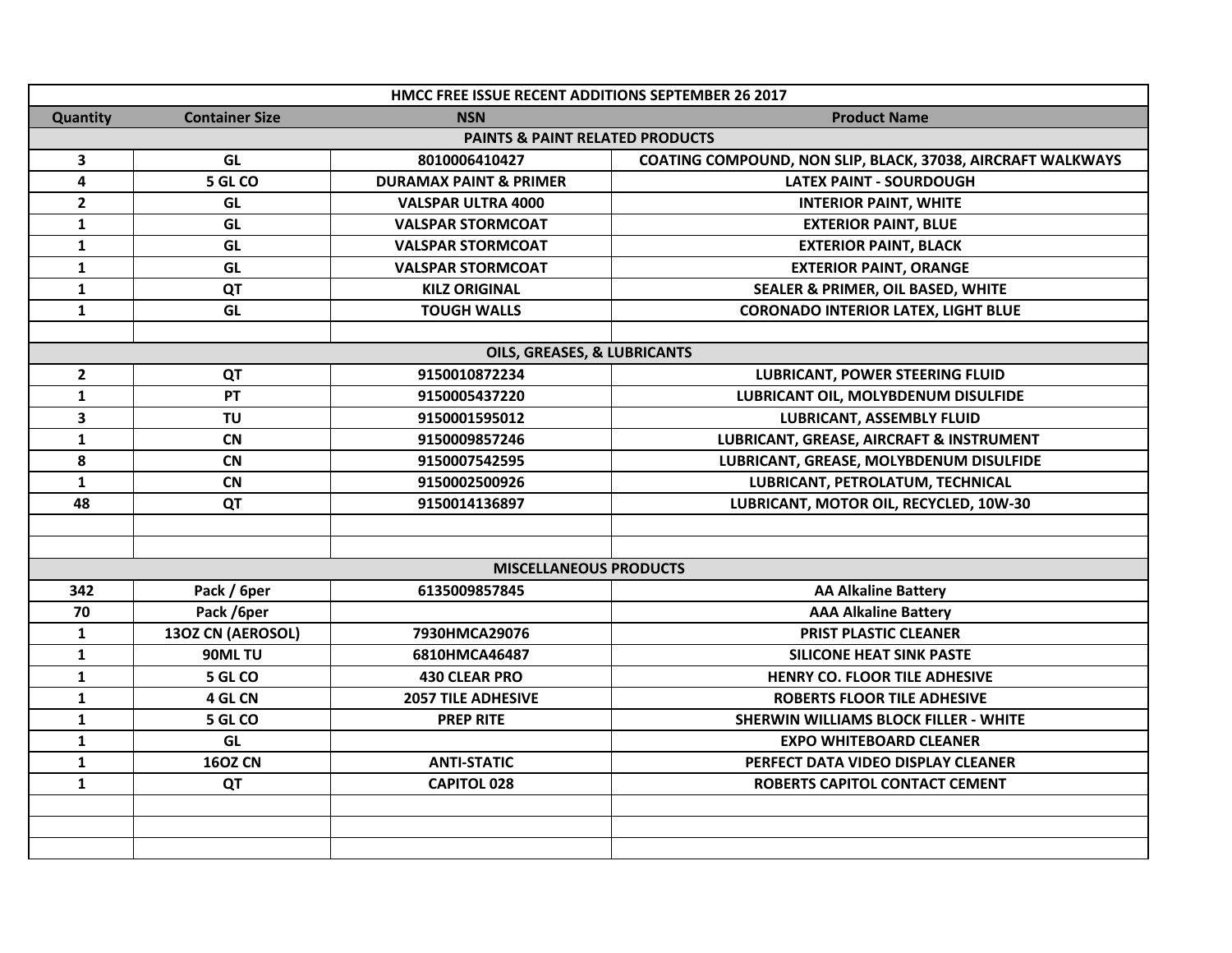| HMCC FREE ISSUE RECENT ADDITIONS SEPTEMBER 26 2017 | | | |
|---|---|---|---|
| **Quantity** | **Container Size** | **NSN** | **Product Name** |
| **PAINTS & PAINT RELATED PRODUCTS** | | | |
| 3 | GL | 8010006410427 | COATING COMPOUND, NON SLIP, BLACK, 37038, AIRCRAFT WALKWAYS |
| 4 | 5 GL CO | DURAMAX PAINT & PRIMER | LATEX PAINT - SOURDOUGH |
| 2 | GL | VALSPAR ULTRA 4000 | INTERIOR PAINT, WHITE |
| 1 | GL | VALSPAR STORMCOAT | EXTERIOR PAINT, BLUE |
| 1 | GL | VALSPAR STORMCOAT | EXTERIOR PAINT, BLACK |
| 1 | GL | VALSPAR STORMCOAT | EXTERIOR PAINT, ORANGE |
| 1 | QT | KILZ ORIGINAL | SEALER & PRIMER, OIL BASED, WHITE |
| 1 | GL | TOUGH WALLS | CORONADO INTERIOR LATEX, LIGHT BLUE |
| | | | |
| **OILS, GREASES, & LUBRICANTS** | | | |
| 2 | QT | 9150010872234 | LUBRICANT, POWER STEERING FLUID |
| 1 | PT | 9150005437220 | LUBRICANT OIL, MOLYBDENUM DISULFIDE |
| 3 | TU | 9150001595012 | LUBRICANT, ASSEMBLY FLUID |
| 1 | CN | 9150009857246 | LUBRICANT, GREASE, AIRCRAFT & INSTRUMENT |
| 8 | CN | 9150007542595 | LUBRICANT, GREASE, MOLYBDENUM DISULFIDE |
| 1 | CN | 9150002500926 | LUBRICANT, PETROLATUM, TECHNICAL |
| 48 | QT | 9150014136897 | LUBRICANT, MOTOR OIL, RECYCLED, 10W-30 |
| | | | |
| | | | |
| **MISCELLANEOUS PRODUCTS** | | | |
| 342 | Pack / 6per | 6135009857845 | AA Alkaline Battery |
| 70 | Pack /6per | | AAA Alkaline Battery |
| 1 | 13OZ CN (AEROSOL) | 7930HMCA29076 | PRIST PLASTIC CLEANER |
| 1 | 90ML TU | 6810HMCA46487 | SILICONE HEAT SINK PASTE |
| 1 | 5 GL CO | 430 CLEAR PRO | HENRY CO. FLOOR TILE ADHESIVE |
| 1 | 4 GL CN | 2057 TILE ADHESIVE | ROBERTS FLOOR TILE ADHESIVE |
| 1 | 5 GL CO | PREP RITE | SHERWIN WILLIAMS BLOCK FILLER - WHITE |
| 1 | GL | | EXPO WHITEBOARD CLEANER |
| 1 | 16OZ CN | ANTI-STATIC | PERFECT DATA VIDEO DISPLAY CLEANER |
| 1 | QT | CAPITOL 028 | ROBERTS CAPITOL CONTACT CEMENT |
| | | | |
| | | | |
| | | | |